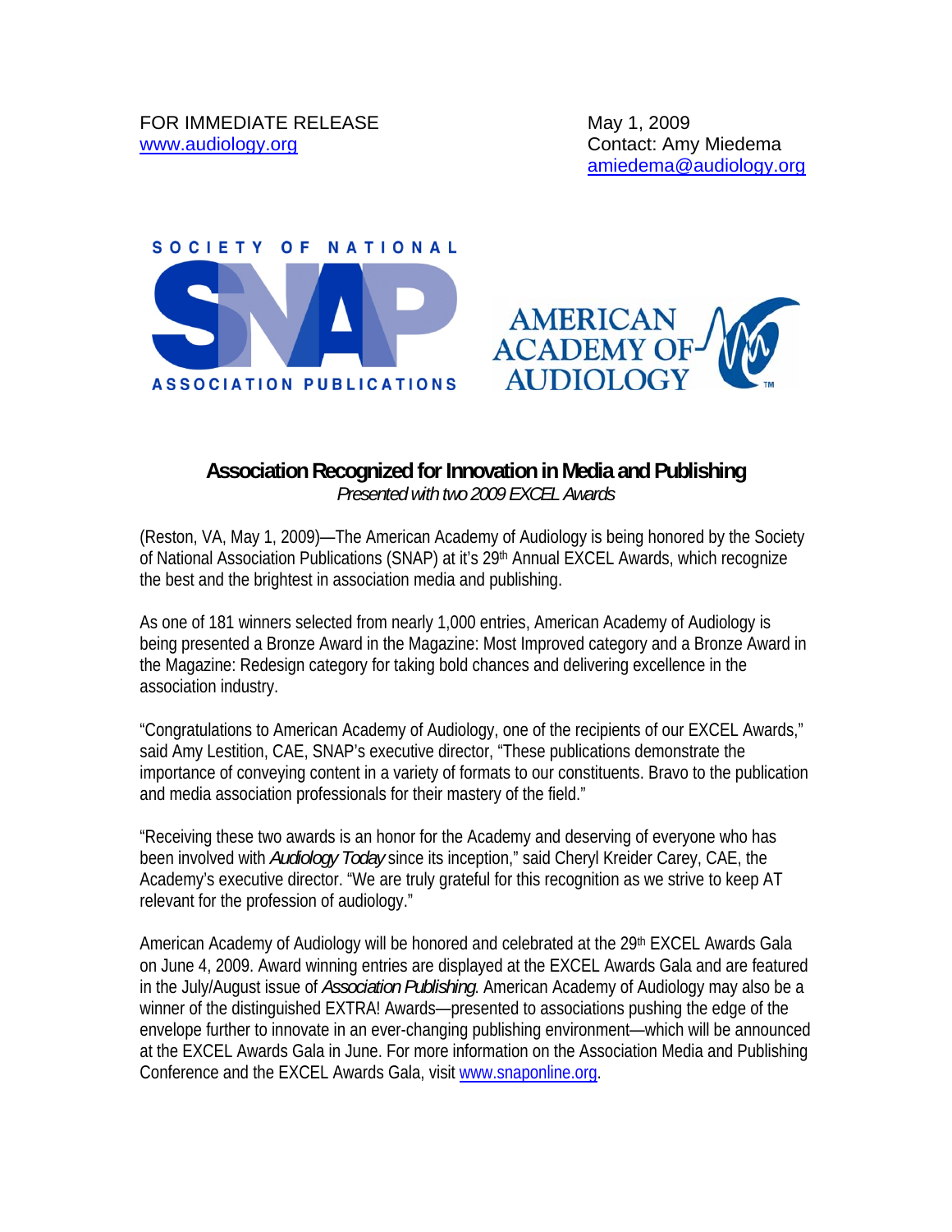FOR IMMEDIATE RELEASE
www.audiology.org

May 1, 2009
Contact: Amy Miedema
amiedema@audiology.org

SOCIETY OF NATIONAL SNAP ASSOCIATION PUBLICATIONS

AMERICAN ACADEMY OF AUDIOLOGY

## Association Recognized for Innovation in Media and Publishing

*Presented with two 2009 EXCEL Awards*

(Reston, VA, May 1, 2009)—The American Academy of Audiology is being honored by the Society of National Association Publications (SNAP) at it's 29th Annual EXCEL Awards, which recognize the best and the brightest in association media and publishing.

As one of 181 winners selected from nearly 1,000 entries, American Academy of Audiology is being presented a Bronze Award in the Magazine: Most Improved category and a Bronze Award in the Magazine: Redesign category for taking bold chances and delivering excellence in the association industry.

"Congratulations to American Academy of Audiology, one of the recipients of our EXCEL Awards," said Amy Lestition, CAE, SNAP's executive director, "These publications demonstrate the importance of conveying content in a variety of formats to our constituents. Bravo to the publication and media association professionals for their mastery of the field."

"Receiving these two awards is an honor for the Academy and deserving of everyone who has been involved with *Audiology Today* since its inception," said Cheryl Kreider Carey, CAE, the Academy's executive director. "We are truly grateful for this recognition as we strive to keep AT relevant for the profession of audiology."

American Academy of Audiology will be honored and celebrated at the 29th EXCEL Awards Gala on June 4, 2009. Award winning entries are displayed at the EXCEL Awards Gala and are featured in the July/August issue of *Association Publishing*. American Academy of Audiology may also be a winner of the distinguished EXTRA! Awards—presented to associations pushing the edge of the envelope further to innovate in an ever-changing publishing environment—which will be announced at the EXCEL Awards Gala in June. For more information on the Association Media and Publishing Conference and the EXCEL Awards Gala, visit www.snaponline.org.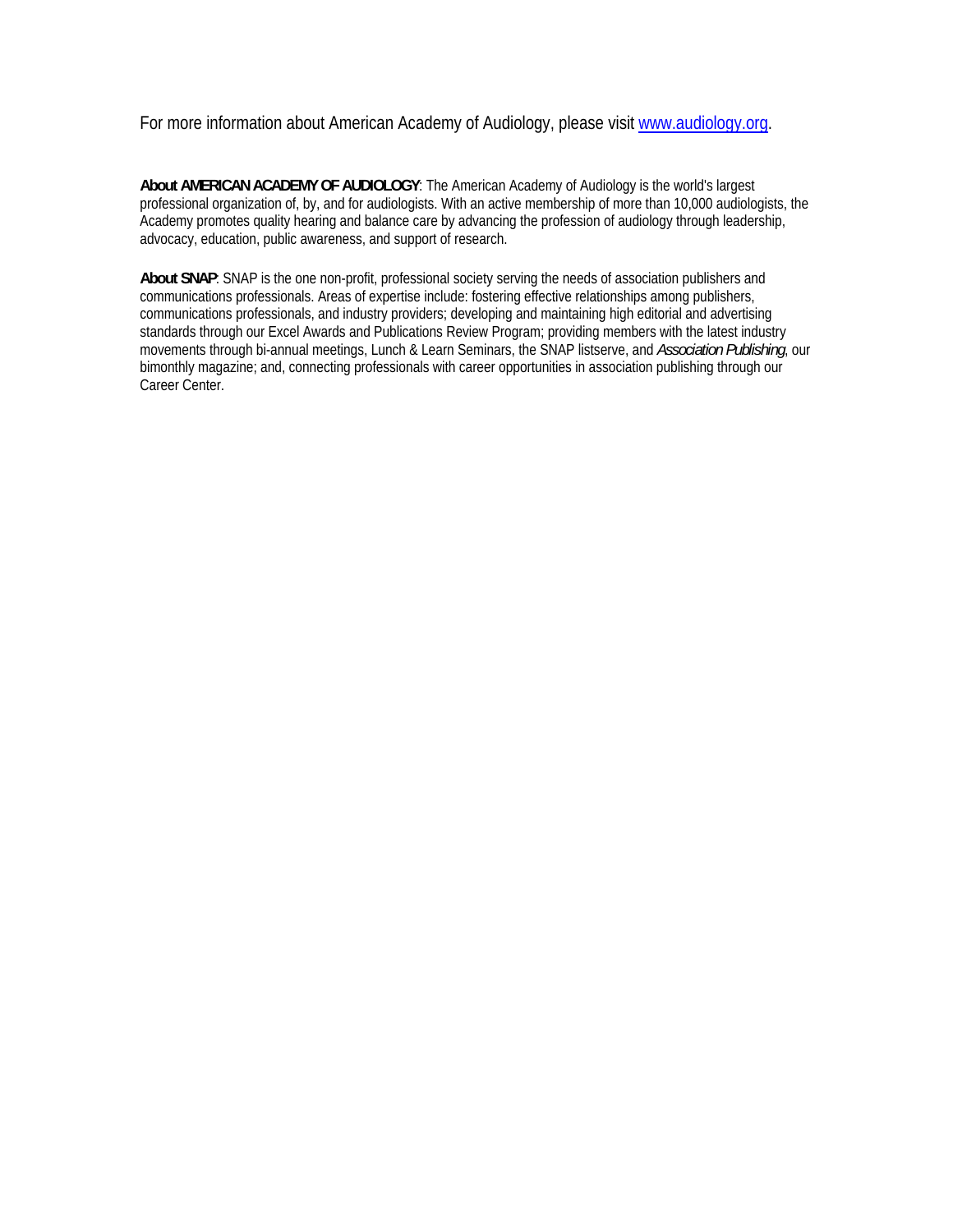For more information about American Academy of Audiology, please visit [www.audiology.org](http://www.audiology.org).

**About AMERICAN ACADEMY OF AUDIOLOGY**: The American Academy of Audiology is the world's largest professional organization of, by, and for audiologists. With an active membership of more than 10,000 audiologists, the Academy promotes quality hearing and balance care by advancing the profession of audiology through leadership, advocacy, education, public awareness, and support of research.

**About SNAP**: SNAP is the one non-profit, professional society serving the needs of association publishers and communications professionals. Areas of expertise include: fostering effective relationships among publishers, communications professionals, and industry providers; developing and maintaining high editorial and advertising standards through our Excel Awards and Publications Review Program; providing members with the latest industry movements through bi-annual meetings, Lunch & Learn Seminars, the SNAP listserve, and *Association Publishing*, our bimonthly magazine; and, connecting professionals with career opportunities in association publishing through our Career Center.